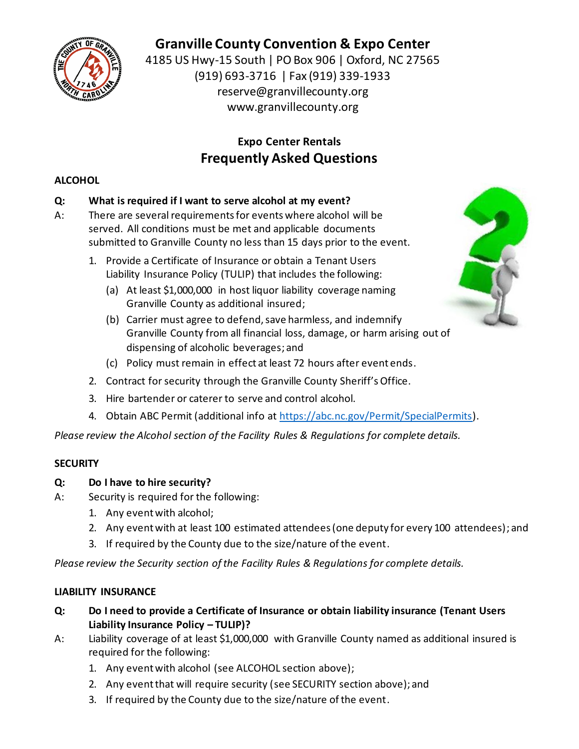# Granville County Convention & Expo Center

4185 US Hwy-15 South | PO Box 906 | Oxford, NC 27565
(919) 693-3716 | Fax (919) 339-1933
reserve@granvillecounty.org
www.granvillecounty.org

## Expo Center Rentals
## Frequently Asked Questions

### ALCOHOL

**Q: What is required if I want to serve alcohol at my event?**

A: There are several requirements for events where alcohol will be served. All conditions must be met and applicable documents submitted to Granville County no less than 15 days prior to the event.

1. Provide a Certificate of Insurance or obtain a Tenant Users Liability Insurance Policy (TULIP) that includes the following:
   (a) At least $1,000,000 in host liquor liability coverage naming Granville County as additional insured;
   (b) Carrier must agree to defend, save harmless, and indemnify Granville County from all financial loss, damage, or harm arising out of dispensing of alcoholic beverages; and
   (c) Policy must remain in effect at least 72 hours after event ends.
2. Contract for security through the Granville County Sheriff's Office.
3. Hire bartender or caterer to serve and control alcohol.
4. Obtain ABC Permit (additional info at https://abc.nc.gov/Permit/SpecialPermits).

*Please review the Alcohol section of the Facility Rules & Regulations for complete details.*

### SECURITY

**Q: Do I have to hire security?**

A: Security is required for the following:

1. Any event with alcohol;
2. Any event with at least 100 estimated attendees (one deputy for every 100 attendees); and
3. If required by the County due to the size/nature of the event.

*Please review the Security section of the Facility Rules & Regulations for complete details.*

### LIABILITY INSURANCE

**Q: Do I need to provide a Certificate of Insurance or obtain liability insurance (Tenant Users Liability Insurance Policy – TULIP)?**

A: Liability coverage of at least $1,000,000 with Granville County named as additional insured is required for the following:

1. Any event with alcohol (see ALCOHOL section above);
2. Any event that will require security (see SECURITY section above); and
3. If required by the County due to the size/nature of the event.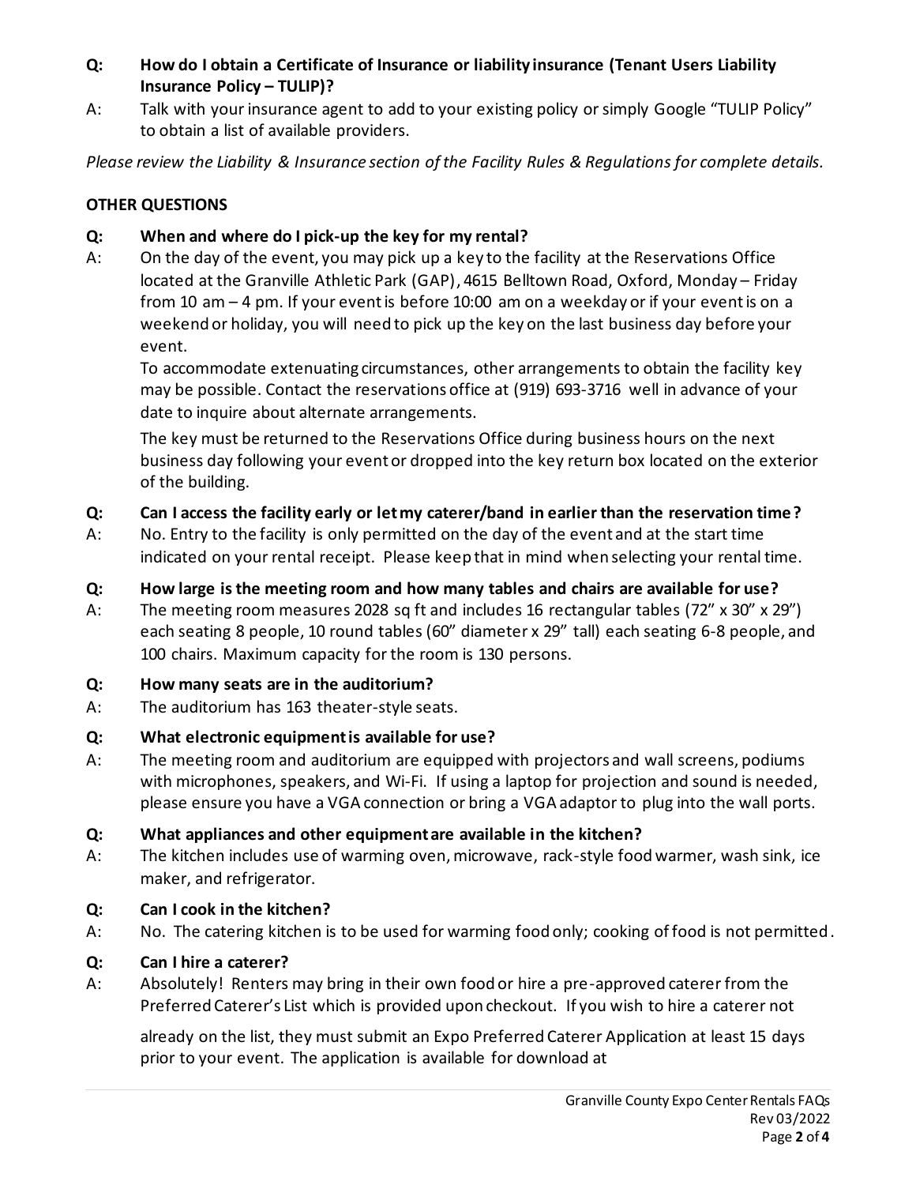**Q: How do I obtain a Certificate of Insurance or liability insurance (Tenant Users Liability Insurance Policy – TULIP)?**

A: Talk with your insurance agent to add to your existing policy or simply Google "TULIP Policy" to obtain a list of available providers.

*Please review the Liability & Insurance section of the Facility Rules & Regulations for complete details.*

## OTHER QUESTIONS

**Q: When and where do I pick-up the key for my rental?**

A: On the day of the event, you may pick up a key to the facility at the Reservations Office located at the Granville Athletic Park (GAP), 4615 Belltown Road, Oxford, Monday – Friday from 10 am – 4 pm. If your event is before 10:00 am on a weekday or if your event is on a weekend or holiday, you will need to pick up the key on the last business day before your event.

To accommodate extenuating circumstances, other arrangements to obtain the facility key may be possible. Contact the reservations office at (919) 693-3716 well in advance of your date to inquire about alternate arrangements.

The key must be returned to the Reservations Office during business hours on the next business day following your event or dropped into the key return box located on the exterior of the building.

**Q: Can I access the facility early or let my caterer/band in earlier than the reservation time?**

A: No. Entry to the facility is only permitted on the day of the event and at the start time indicated on your rental receipt. Please keep that in mind when selecting your rental time.

**Q: How large is the meeting room and how many tables and chairs are available for use?**

A: The meeting room measures 2028 sq ft and includes 16 rectangular tables (72" x 30" x 29") each seating 8 people, 10 round tables (60" diameter x 29" tall) each seating 6-8 people, and 100 chairs. Maximum capacity for the room is 130 persons.

**Q: How many seats are in the auditorium?**

A: The auditorium has 163 theater-style seats.

**Q: What electronic equipment is available for use?**

A: The meeting room and auditorium are equipped with projectors and wall screens, podiums with microphones, speakers, and Wi-Fi. If using a laptop for projection and sound is needed, please ensure you have a VGA connection or bring a VGA adaptor to plug into the wall ports.

**Q: What appliances and other equipment are available in the kitchen?**

A: The kitchen includes use of warming oven, microwave, rack-style food warmer, wash sink, ice maker, and refrigerator.

**Q: Can I cook in the kitchen?**

A: No. The catering kitchen is to be used for warming food only; cooking of food is not permitted.

**Q: Can I hire a caterer?**

A: Absolutely! Renters may bring in their own food or hire a pre-approved caterer from the Preferred Caterer's List which is provided upon checkout. If you wish to hire a caterer not already on the list, they must submit an Expo Preferred Caterer Application at least 15 days prior to your event. The application is available for download at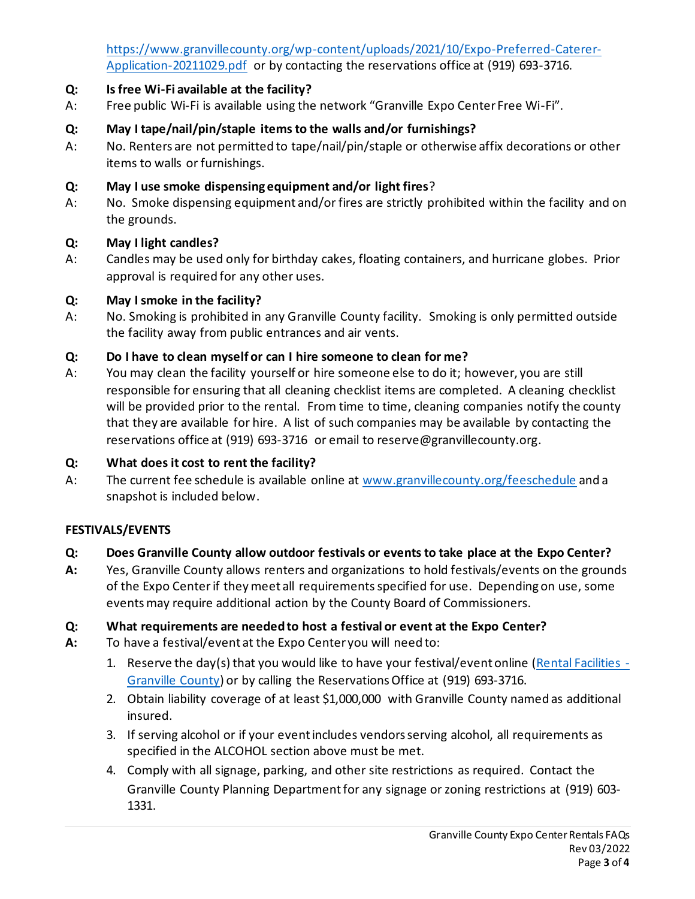https://www.granvillecounty.org/wp-content/uploads/2021/10/Expo-Preferred-Caterer-Application-20211029.pdf or by contacting the reservations office at (919) 693-3716.

**Q: Is free Wi-Fi available at the facility?**

A: Free public Wi-Fi is available using the network "Granville Expo Center Free Wi-Fi".

**Q: May I tape/nail/pin/staple items to the walls and/or furnishings?**

A: No. Renters are not permitted to tape/nail/pin/staple or otherwise affix decorations or other items to walls or furnishings.

**Q: May I use smoke dispensing equipment and/or light fires?**

A: No. Smoke dispensing equipment and/or fires are strictly prohibited within the facility and on the grounds.

**Q: May I light candles?**

A: Candles may be used only for birthday cakes, floating containers, and hurricane globes. Prior approval is required for any other uses.

**Q: May I smoke in the facility?**

A: No. Smoking is prohibited in any Granville County facility. Smoking is only permitted outside the facility away from public entrances and air vents.

**Q: Do I have to clean myself or can I hire someone to clean for me?**

A: You may clean the facility yourself or hire someone else to do it; however, you are still responsible for ensuring that all cleaning checklist items are completed. A cleaning checklist will be provided prior to the rental. From time to time, cleaning companies notify the county that they are available for hire. A list of such companies may be available by contacting the reservations office at (919) 693-3716 or email to reserve@granvillecounty.org.

**Q: What does it cost to rent the facility?**

A: The current fee schedule is available online at www.granvillecounty.org/feeschedule and a snapshot is included below.

**FESTIVALS/EVENTS**

**Q: Does Granville County allow outdoor festivals or events to take place at the Expo Center?**

**A:** Yes, Granville County allows renters and organizations to hold festivals/events on the grounds of the Expo Center if they meet all requirements specified for use. Depending on use, some events may require additional action by the County Board of Commissioners.

**Q: What requirements are needed to host a festival or event at the Expo Center?**

**A:** To have a festival/event at the Expo Center you will need to:

1. Reserve the day(s) that you would like to have your festival/event online (Rental Facilities - Granville County) or by calling the Reservations Office at (919) 693-3716.
2. Obtain liability coverage of at least $1,000,000 with Granville County named as additional insured.
3. If serving alcohol or if your event includes vendors serving alcohol, all requirements as specified in the ALCOHOL section above must be met.
4. Comply with all signage, parking, and other site restrictions as required. Contact the Granville County Planning Department for any signage or zoning restrictions at (919) 603-1331.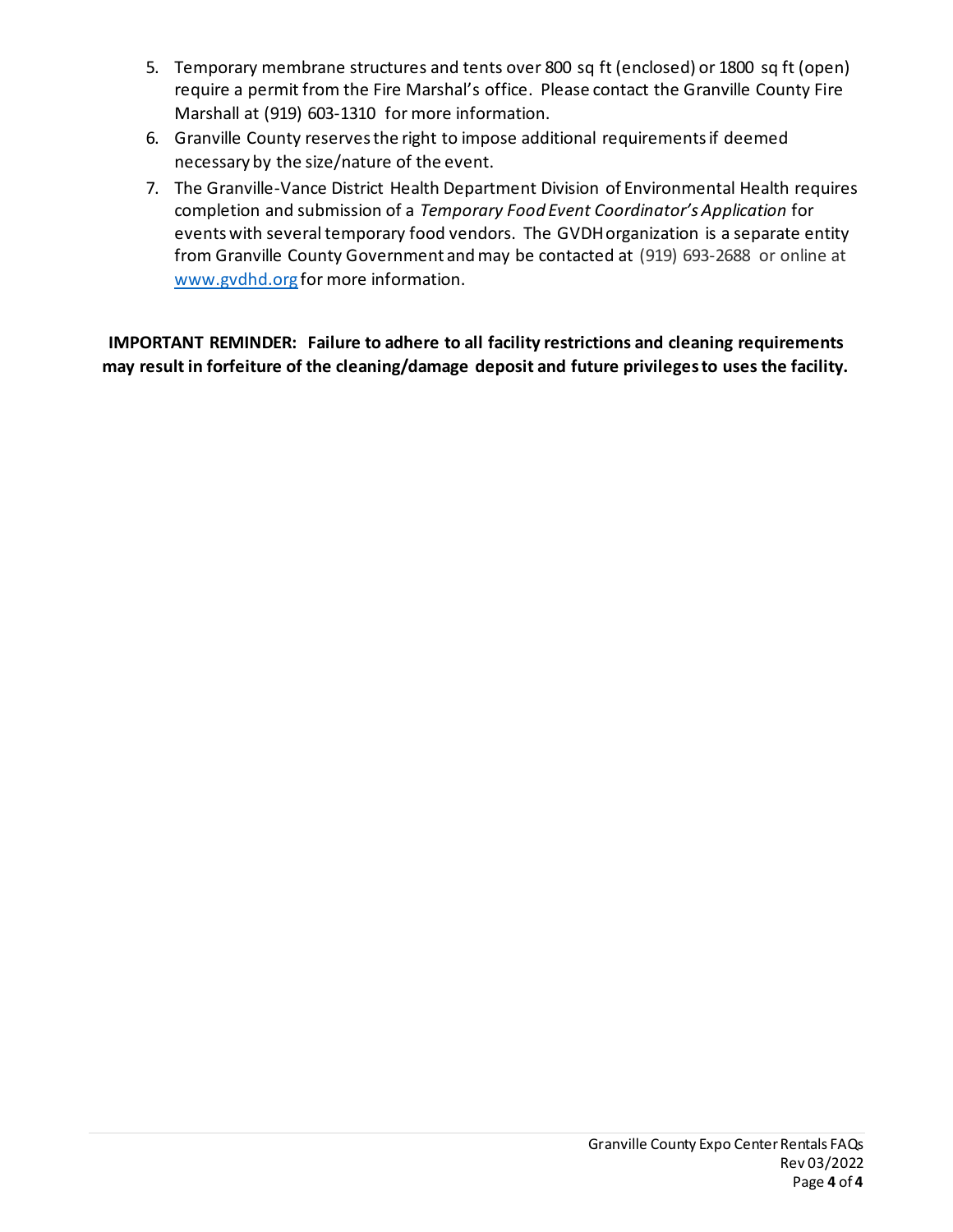5. Temporary membrane structures and tents over 800 sq ft (enclosed) or 1800 sq ft (open) require a permit from the Fire Marshal's office. Please contact the Granville County Fire Marshall at (919) 603-1310 for more information.
6. Granville County reserves the right to impose additional requirements if deemed necessary by the size/nature of the event.
7. The Granville-Vance District Health Department Division of Environmental Health requires completion and submission of a *Temporary Food Event Coordinator's Application* for events with several temporary food vendors. The GVDH organization is a separate entity from Granville County Government and may be contacted at (919) 693-2688 or online at [www.gvdhd.org](http://www.gvdhd.org) for more information.

**IMPORTANT REMINDER: Failure to adhere to all facility restrictions and cleaning requirements may result in forfeiture of the cleaning/damage deposit and future privileges to uses the facility.**